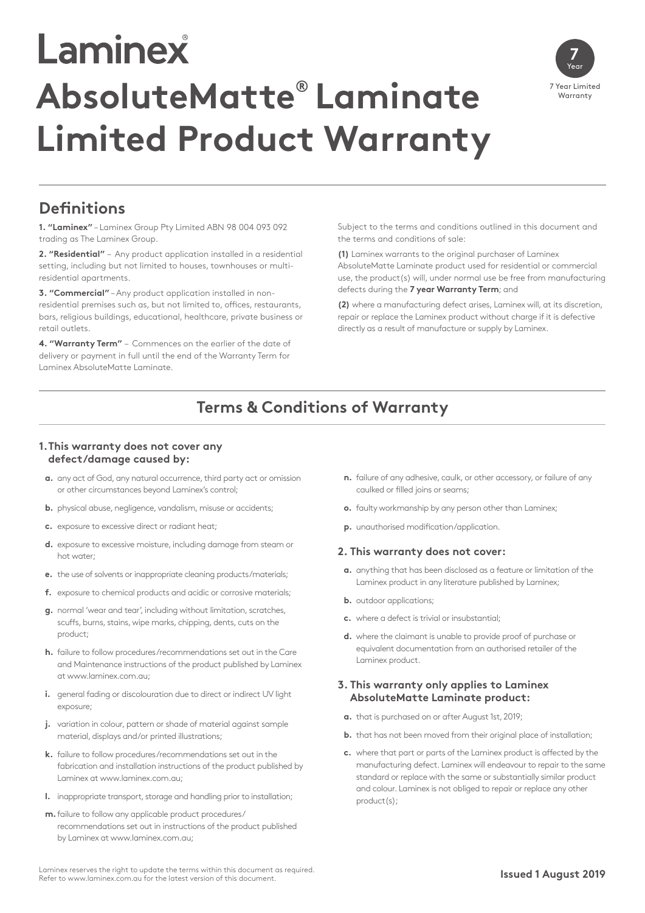# Laminex®

# AbsoluteMatte® Laminate Limited Product Warranty

7 Year

7 Year Limited Warranty

## Definitions

**1. "Laminex"** – Laminex Group Pty Limited ABN 98 004 093 092 trading as The Laminex Group.

**2. "Residential"** – Any product application installed in a residential setting, including but not limited to houses, townhouses or multi-residential apartments.

**3. "Commercial"** – Any product application installed in non-residential premises such as, but not limited to, offices, restaurants, bars, religious buildings, educational, healthcare, private business or retail outlets.

**4. "Warranty Term"** – Commences on the earlier of the date of delivery or payment in full until the end of the Warranty Term for Laminex AbsoluteMatte Laminate.

Subject to the terms and conditions outlined in this document and the terms and conditions of sale:

**(1)** Laminex warrants to the original purchaser of Laminex AbsoluteMatte Laminate product used for residential or commercial use, the product(s) will, under normal use be free from manufacturing defects during the **7 year Warranty Term**; and

**(2)** where a manufacturing defect arises, Laminex will, at its discretion, repair or replace the Laminex product without charge if it is defective directly as a result of manufacture or supply by Laminex.

## Terms & Conditions of Warranty

### 1. This warranty does not cover any defect/damage caused by:

**a.** any act of God, any natural occurrence, third party act or omission or other circumstances beyond Laminex's control;

**b.** physical abuse, negligence, vandalism, misuse or accidents;

**c.** exposure to excessive direct or radiant heat;

**d.** exposure to excessive moisture, including damage from steam or hot water;

**e.** the use of solvents or inappropriate cleaning products/materials;

**f.** exposure to chemical products and acidic or corrosive materials;

**g.** normal 'wear and tear', including without limitation, scratches, scuffs, burns, stains, wipe marks, chipping, dents, cuts on the product;

**h.** failure to follow procedures/recommendations set out in the Care and Maintenance instructions of the product published by Laminex at www.laminex.com.au;

**i.** general fading or discolouration due to direct or indirect UV light exposure;

**j.** variation in colour, pattern or shade of material against sample material, displays and/or printed illustrations;

**k.** failure to follow procedures/recommendations set out in the fabrication and installation instructions of the product published by Laminex at www.laminex.com.au;

**l.** inappropriate transport, storage and handling prior to installation;

**m.** failure to follow any applicable product procedures/recommendations set out in instructions of the product published by Laminex at www.laminex.com.au;

**n.** failure of any adhesive, caulk, or other accessory, or failure of any caulked or filled joins or seams;

**o.** faulty workmanship by any person other than Laminex;

**p.** unauthorised modification/application.

### 2. This warranty does not cover:

**a.** anything that has been disclosed as a feature or limitation of the Laminex product in any literature published by Laminex;

**b.** outdoor applications;

**c.** where a defect is trivial or insubstantial;

**d.** where the claimant is unable to provide proof of purchase or equivalent documentation from an authorised retailer of the Laminex product.

### 3. This warranty only applies to Laminex AbsoluteMatte Laminate product:

**a.** that is purchased on or after August 1st, 2019;

**b.** that has not been moved from their original place of installation;

**c.** where that part or parts of the Laminex product is affected by the manufacturing defect. Laminex will endeavour to repair to the same standard or replace with the same or substantially similar product and colour. Laminex is not obliged to repair or replace any other product(s);

Laminex reserves the right to update the terms within this document as required. Refer to www.laminex.com.au for the latest version of this document.

**Issued 1 August 2019**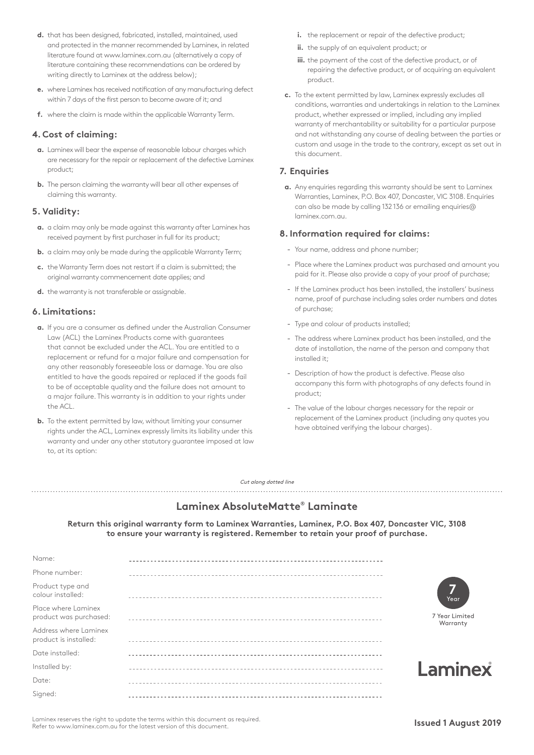d. that has been designed, fabricated, installed, maintained, used and protected in the manner recommended by Laminex, in related literature found at www.laminex.com.au (alternatively a copy of literature containing these recommendations can be ordered by writing directly to Laminex at the address below);

e. where Laminex has received notification of any manufacturing defect within 7 days of the first person to become aware of it; and

f. where the claim is made within the applicable Warranty Term.

## 4. Cost of claiming:

a. Laminex will bear the expense of reasonable labour charges which are necessary for the repair or replacement of the defective Laminex product;

b. The person claiming the warranty will bear all other expenses of claiming this warranty.

## 5. Validity:

a. a claim may only be made against this warranty after Laminex has received payment by first purchaser in full for its product;

b. a claim may only be made during the applicable Warranty Term;

c. the Warranty Term does not restart if a claim is submitted; the original warranty commencement date applies; and

d. the warranty is not transferable or assignable.

## 6. Limitations:

a. If you are a consumer as defined under the Australian Consumer Law (ACL) the Laminex Products come with guarantees that cannot be excluded under the ACL. You are entitled to a replacement or refund for a major failure and compensation for any other reasonably foreseeable loss or damage. You are also entitled to have the goods repaired or replaced if the goods fail to be of acceptable quality and the failure does not amount to a major failure. This warranty is in addition to your rights under the ACL.

b. To the extent permitted by law, without limiting your consumer rights under the ACL, Laminex expressly limits its liability under this warranty and under any other statutory guarantee imposed at law to, at its option:

   i. the replacement or repair of the defective product;

   ii. the supply of an equivalent product; or

   iii. the payment of the cost of the defective product, or of repairing the defective product, or of acquiring an equivalent product.

c. To the extent permitted by law, Laminex expressly excludes all conditions, warranties and undertakings in relation to the Laminex product, whether expressed or implied, including any implied warranty of merchantability or suitability for a particular purpose and not withstanding any course of dealing between the parties or custom and usage in the trade to the contrary, except as set out in this document.

## 7. Enquiries

a. Any enquiries regarding this warranty should be sent to Laminex Warranties, Laminex, P.O. Box 407, Doncaster, VIC 3108. Enquiries can also be made by calling 132 136 or emailing enquiries@laminex.com.au.

## 8. Information required for claims:

- Your name, address and phone number;
- Place where the Laminex product was purchased and amount you paid for it. Please also provide a copy of your proof of purchase;
- If the Laminex product has been installed, the installers' business name, proof of purchase including sales order numbers and dates of purchase;
- Type and colour of products installed;
- The address where Laminex product has been installed, and the date of installation, the name of the person and company that installed it;
- Description of how the product is defective. Please also accompany this form with photographs of any defects found in product;
- The value of the labour charges necessary for the repair or replacement of the Laminex product (including any quotes you have obtained verifying the labour charges).

*Cut along dotted line*

## Laminex AbsoluteMatte® Laminate

**Return this original warranty form to Laminex Warranties, Laminex, P.O. Box 407, Doncaster VIC, 3108 to ensure your warranty is registered. Remember to retain your proof of purchase.**

Name: ..........................................

Phone number: ..........................................

Product type and colour installed: ..........................................

Place where Laminex product was purchased: ..........................................

Address where Laminex product is installed: ..........................................

Date installed: ..........................................

Installed by: ..........................................

Date: ..........................................

Signed: ..........................................

7 Year

7 Year Limited Warranty

Laminex

Laminex reserves the right to update the terms within this document as required. Refer to www.laminex.com.au for the latest version of this document.

**Issued 1 August 2019**